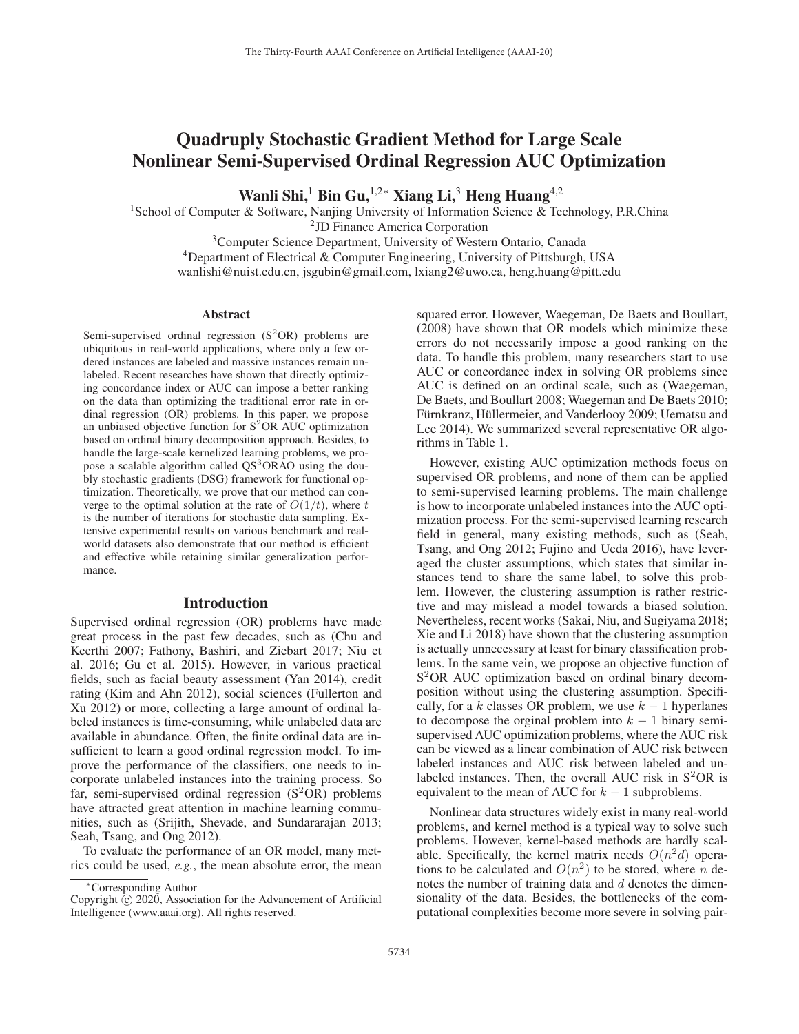# Quadruply Stochastic Gradient Method for Large Scale Nonlinear Semi-Supervised Ordinal Regression AUC Optimization

**Wanli Shi,[1] Bin Gu,[1,2]* Xiang Li,[3] Heng Huang[4,2]**

[1]School of Computer & Software, Nanjing University of Information Science & Technology, P.R.China
[2]JD Finance America Corporation
[3]Computer Science Department, University of Western Ontario, Canada
[4]Department of Electrical & Computer Engineering, University of Pittsburgh, USA
wanlishi@nuist.edu.cn, jsgubin@gmail.com, lxiang2@uwo.ca, heng.huang@pitt.edu

## Abstract

Semi-supervised ordinal regression ($S^2$OR) problems are ubiquitous in real-world applications, where only a few ordered instances are labeled and massive instances remain unlabeled. Recent researches have shown that directly optimizing concordance index or AUC can impose a better ranking on the data than optimizing the traditional error rate in ordinal regression (OR) problems. In this paper, we propose an unbiased objective function for $S^2$OR AUC optimization based on ordinal binary decomposition approach. Besides, to handle the large-scale kernelized learning problems, we propose a scalable algorithm called QS$^3$ORAO using the doubly stochastic gradients (DSG) framework for functional optimization. Theoretically, we prove that our method can converge to the optimal solution at the rate of $O(1/t)$, where $t$ is the number of iterations for stochastic data sampling. Extensive experimental results on various benchmark and real-world datasets also demonstrate that our method is efficient and effective while retaining similar generalization performance.

## Introduction

Supervised ordinal regression (OR) problems have made great process in the past few decades, such as (Chu and Keerthi 2007; Fathony, Bashiri, and Ziebart 2017; Niu et al. 2016; Gu et al. 2015). However, in various practical fields, such as facial beauty assessment (Yan 2014), credit rating (Kim and Ahn 2012), social sciences (Fullerton and Xu 2012) or more, collecting a large amount of ordinal labeled instances is time-consuming, while unlabeled data are available in abundance. Often, the finite ordinal data are insufficient to learn a good ordinal regression model. To improve the performance of the classifiers, one needs to incorporate unlabeled instances into the training process. So far, semi-supervised ordinal regression ($S^2$OR) problems have attracted great attention in machine learning communities, such as (Srijith, Shevade, and Sundararajan 2013; Seah, Tsang, and Ong 2012).

To evaluate the performance of an OR model, many metrics could be used, *e.g.*, the mean absolute error, the mean squared error. However, Waegeman, De Baets and Boullart, (2008) have shown that OR models which minimize these errors do not necessarily impose a good ranking on the data. To handle this problem, many researchers start to use AUC or concordance index in solving OR problems since AUC is defined on an ordinal scale, such as (Waegeman, De Baets, and Boullart 2008; Waegeman and De Baets 2010; Fürnkranz, Hüllermeier, and Vanderlooy 2009; Uematsu and Lee 2014). We summarized several representative OR algorithms in Table 1.

However, existing AUC optimization methods focus on supervised OR problems, and none of them can be applied to semi-supervised learning problems. The main challenge is how to incorporate unlabeled instances into the AUC optimization process. For the semi-supervised learning research field in general, many existing methods, such as (Seah, Tsang, and Ong 2012; Fujino and Ueda 2016), have leveraged the cluster assumptions, which states that similar instances tend to share the same label, to solve this problem. However, the clustering assumption is rather restrictive and may mislead a model towards a biased solution. Nevertheless, recent works (Sakai, Niu, and Sugiyama 2018; Xie and Li 2018) have shown that the clustering assumption is actually unnecessary at least for binary classification problems. In the same vein, we propose an objective function of $S^2$OR AUC optimization based on ordinal binary decomposition without using the clustering assumption. Specifically, for a $k$ classes OR problem, we use $k-1$ hyperlanes to decompose the orginal problem into $k-1$ binary semi-supervised AUC optimization problems, where the AUC risk can be viewed as a linear combination of AUC risk between labeled instances and AUC risk between labeled and unlabeled instances. Then, the overall AUC risk in $S^2$OR is equivalent to the mean of AUC for $k-1$ subproblems.

Nonlinear data structures widely exist in many real-world problems, and kernel method is a typical way to solve such problems. However, kernel-based methods are hardly scalable. Specifically, the kernel matrix needs $O(n^2 d)$ operations to be calculated and $O(n^2)$ to be stored, where $n$ denotes the number of training data and $d$ denotes the dimensionality of the data. Besides, the bottlenecks of the computational complexities become more severe in solving pair-

*Corresponding Author
Copyright © 2020, Association for the Advancement of Artificial Intelligence (www.aaai.org). All rights reserved.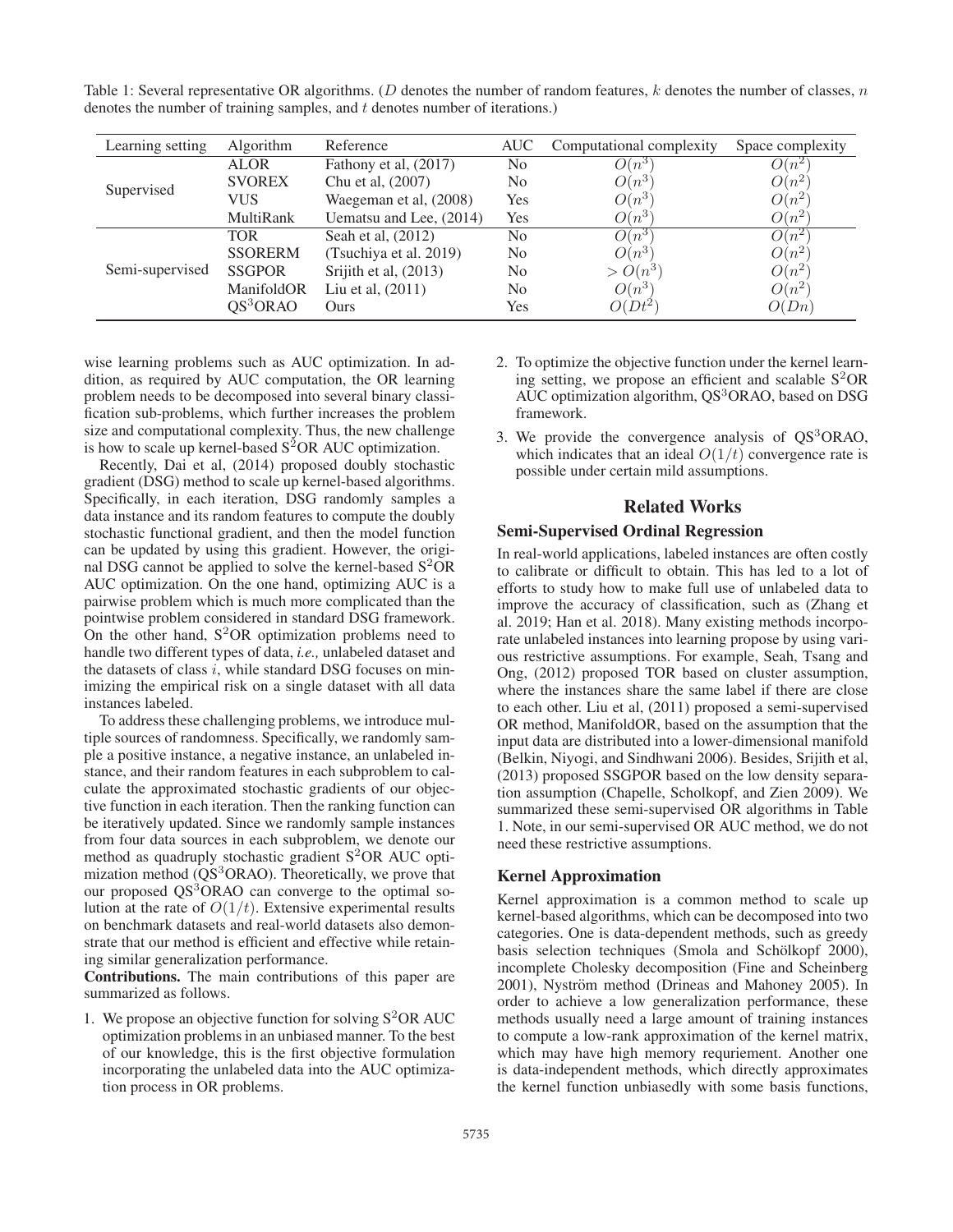Table 1: Several representative OR algorithms. ($D$ denotes the number of random features, $k$ denotes the number of classes, $n$ denotes the number of training samples, and $t$ denotes number of iterations.)

| Learning setting | Algorithm | Reference | AUC | Computational complexity | Space complexity |
|---|---|---|---|---|---|
| Supervised | ALOR | Fathony et al, (2017) | No | $O(n^3)$ | $O(n^2)$ |
| | SVOREX | Chu et al, (2007) | No | $O(n^3)$ | $O(n^2)$ |
| | VUS | Waegeman et al, (2008) | Yes | $O(n^3)$ | $O(n^2)$ |
| | MultiRank | Uematsu and Lee, (2014) | Yes | $O(n^3)$ | $O(n^2)$ |
| Semi-supervised | TOR | Seah et al, (2012) | No | $O(n^3)$ | $O(n^2)$ |
| | SSORERM | (Tsuchiya et al. 2019) | No | $O(n^3)$ | $O(n^2)$ |
| | SSGPOR | Srijith et al, (2013) | No | $> O(n^3)$ | $O(n^2)$ |
| | ManifoldOR | Liu et al, (2011) | No | $O(n^3)$ | $O(n^2)$ |
| | QS$^3$ORAO | Ours | Yes | $O(Dt^2)$ | $O(Dn)$ |

wise learning problems such as AUC optimization. In addition, as required by AUC computation, the OR learning problem needs to be decomposed into several binary classification sub-problems, which further increases the problem size and computational complexity. Thus, the new challenge is how to scale up kernel-based S$^2$OR AUC optimization.

Recently, Dai et al, (2014) proposed doubly stochastic gradient (DSG) method to scale up kernel-based algorithms. Specifically, in each iteration, DSG randomly samples a data instance and its random features to compute the doubly stochastic functional gradient, and then the model function can be updated by using this gradient. However, the original DSG cannot be applied to solve the kernel-based S$^2$OR AUC optimization. On the one hand, optimizing AUC is a pairwise problem which is much more complicated than the pointwise problem considered in standard DSG framework. On the other hand, S$^2$OR optimization problems need to handle two different types of data, *i.e.,* unlabeled dataset and the datasets of class $i$, while standard DSG focuses on minimizing the empirical risk on a single dataset with all data instances labeled.

To address these challenging problems, we introduce multiple sources of randomness. Specifically, we randomly sample a positive instance, a negative instance, an unlabeled instance, and their random features in each subproblem to calculate the approximated stochastic gradients of our objective function in each iteration. Then the ranking function can be iteratively updated. Since we randomly sample instances from four data sources in each subproblem, we denote our method as quadruply stochastic gradient S$^2$OR AUC optimization method (QS$^3$ORAO). Theoretically, we prove that our proposed QS$^3$ORAO can converge to the optimal solution at the rate of $O(1/t)$. Extensive experimental results on benchmark datasets and real-world datasets also demonstrate that our method is efficient and effective while retaining similar generalization performance.

**Contributions.** The main contributions of this paper are summarized as follows.

1. We propose an objective function for solving S$^2$OR AUC optimization problems in an unbiased manner. To the best of our knowledge, this is the first objective formulation incorporating the unlabeled data into the AUC optimization process in OR problems.
2. To optimize the objective function under the kernel learning setting, we propose an efficient and scalable S$^2$OR AUC optimization algorithm, QS$^3$ORAO, based on DSG framework.
3. We provide the convergence analysis of QS$^3$ORAO, which indicates that an ideal $O(1/t)$ convergence rate is possible under certain mild assumptions.

## Related Works

### Semi-Supervised Ordinal Regression

In real-world applications, labeled instances are often costly to calibrate or difficult to obtain. This has led to a lot of efforts to study how to make full use of unlabeled data to improve the accuracy of classification, such as (Zhang et al. 2019; Han et al. 2018). Many existing methods incorporate unlabeled instances into learning propose by using various restrictive assumptions. For example, Seah, Tsang and Ong, (2012) proposed TOR based on cluster assumption, where the instances share the same label if there are close to each other. Liu et al, (2011) proposed a semi-supervised OR method, ManifoldOR, based on the assumption that the input data are distributed into a lower-dimensional manifold (Belkin, Niyogi, and Sindhwani 2006). Besides, Srijith et al, (2013) proposed SSGPOR based on the low density separation assumption (Chapelle, Scholkopf, and Zien 2009). We summarized these semi-supervised OR algorithms in Table 1. Note, in our semi-supervised OR AUC method, we do not need these restrictive assumptions.

### Kernel Approximation

Kernel approximation is a common method to scale up kernel-based algorithms, which can be decomposed into two categories. One is data-dependent methods, such as greedy basis selection techniques (Smola and Schölkopf 2000), incomplete Cholesky decomposition (Fine and Scheinberg 2001), Nyström method (Drineas and Mahoney 2005). In order to achieve a low generalization performance, these methods usually need a large amount of training instances to compute a low-rank approximation of the kernel matrix, which may have high memory requriement. Another one is data-independent methods, which directly approximates the kernel function unbiasedly with some basis functions,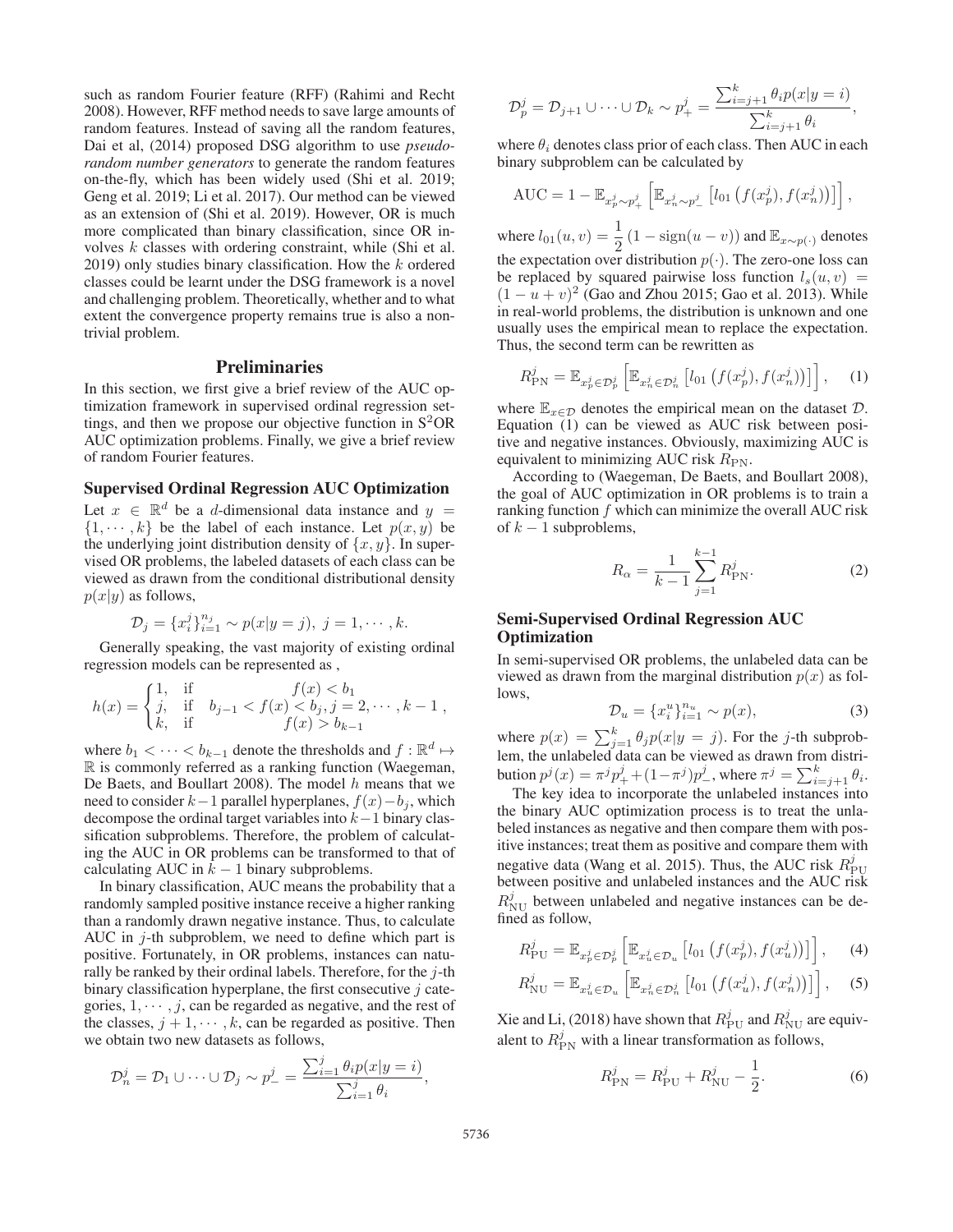such as random Fourier feature (RFF) (Rahimi and Recht 2008). However, RFF method needs to save large amounts of random features. Instead of saving all the random features, Dai et al, (2014) proposed DSG algorithm to use *pseudo-random number generators* to generate the random features on-the-fly, which has been widely used (Shi et al. 2019; Geng et al. 2019; Li et al. 2017). Our method can be viewed as an extension of (Shi et al. 2019). However, OR is much more complicated than binary classification, since OR involves $k$ classes with ordering constraint, while (Shi et al. 2019) only studies binary classification. How the $k$ ordered classes could be learnt under the DSG framework is a novel and challenging problem. Theoretically, whether and to what extent the convergence property remains true is also a non-trivial problem.

## Preliminaries

In this section, we first give a brief review of the AUC optimization framework in supervised ordinal regression settings, and then we propose our objective function in S$^2$OR AUC optimization problems. Finally, we give a brief review of random Fourier features.

### Supervised Ordinal Regression AUC Optimization

Let $x \in \mathbb{R}^d$ be a $d$-dimensional data instance and $y = \{1, \cdots, k\}$ be the label of each instance. Let $p(x, y)$ be the underlying joint distribution density of $\{x, y\}$. In supervised OR problems, the labeled datasets of each class can be viewed as drawn from the conditional distributional density $p(x|y)$ as follows,

$$\mathcal{D}_j = \{x_i^j\}_{i=1}^{n_j} \sim p(x|y = j),\ j = 1, \cdots, k.$$

Generally speaking, the vast majority of existing ordinal regression models can be represented as ,

$$h(x) = \begin{cases} 1, & \text{if} \quad f(x) < b_1 \\ j, & \text{if} \quad b_{j-1} < f(x) < b_j, j = 2, \cdots, k-1 \\ k, & \text{if} \quad f(x) > b_{k-1} \end{cases},$$

where $b_1 < \cdots < b_{k-1}$ denote the thresholds and $f : \mathbb{R}^d \mapsto \mathbb{R}$ is commonly referred as a ranking function (Waegeman, De Baets, and Boullart 2008). The model $h$ means that we need to consider $k-1$ parallel hyperplanes, $f(x) - b_j$, which decompose the ordinal target variables into $k-1$ binary classification subproblems. Therefore, the problem of calculating the AUC in OR problems can be transformed to that of calculating AUC in $k-1$ binary subproblems.

In binary classification, AUC means the probability that a randomly sampled positive instance receive a higher ranking than a randomly drawn negative instance. Thus, to calculate AUC in $j$-th subproblem, we need to define which part is positive. Fortunately, in OR problems, instances can naturally be ranked by their ordinal labels. Therefore, for the $j$-th binary classification hyperplane, the first consecutive $j$ categories, $1, \cdots, j$, can be regarded as negative, and the rest of the classes, $j+1, \cdots, k$, can be regarded as positive. Then we obtain two new datasets as follows,

$$\mathcal{D}_n^j = \mathcal{D}_1 \cup \cdots \cup \mathcal{D}_j \sim p_-^j = \frac{\sum_{i=1}^{j} \theta_i p(x|y=i)}{\sum_{i=1}^{j} \theta_i},$$

$$\mathcal{D}_p^j = \mathcal{D}_{j+1} \cup \cdots \cup \mathcal{D}_k \sim p_+^j = \frac{\sum_{i=j+1}^{k} \theta_i p(x|y=i)}{\sum_{i=j+1}^{k} \theta_i},$$

where $\theta_i$ denotes class prior of each class. Then AUC in each binary subproblem can be calculated by

$$\text{AUC} = 1 - \mathbb{E}_{x_p^j \sim p_+^j}\left[\mathbb{E}_{x_n^j \sim p_-^j}\left[l_{01}\left(f(x_p^j), f(x_n^j)\right)\right]\right],$$

where $l_{01}(u, v) = \dfrac{1}{2}\left(1 - \text{sign}(u - v)\right)$ and $\mathbb{E}_{x \sim p(\cdot)}$ denotes the expectation over distribution $p(\cdot)$. The zero-one loss can be replaced by squared pairwise loss function $l_s(u, v) = (1 - u + v)^2$ (Gao and Zhou 2015; Gao et al. 2013). While in real-world problems, the distribution is unknown and one usually uses the empirical mean to replace the expectation. Thus, the second term can be rewritten as

$$R_{\text{PN}}^j = \mathbb{E}_{x_p^j \in \mathcal{D}_p^j}\left[\mathbb{E}_{x_n^j \in \mathcal{D}_n^j}\left[l_{01}\left(f(x_p^j), f(x_n^j)\right)\right]\right], \quad (1)$$

where $\mathbb{E}_{x \in \mathcal{D}}$ denotes the empirical mean on the dataset $\mathcal{D}$. Equation (1) can be viewed as AUC risk between positive and negative instances. Obviously, maximizing AUC is equivalent to minimizing AUC risk $R_{\text{PN}}$.

According to (Waegeman, De Baets, and Boullart 2008), the goal of AUC optimization in OR problems is to train a ranking function $f$ which can minimize the overall AUC risk of $k-1$ subproblems,

$$R_\alpha = \frac{1}{k-1}\sum_{j=1}^{k-1} R_{\text{PN}}^j. \quad (2)$$

### Semi-Supervised Ordinal Regression AUC Optimization

In semi-supervised OR problems, the unlabeled data can be viewed as drawn from the marginal distribution $p(x)$ as follows,

$$\mathcal{D}_u = \{x_i^u\}_{i=1}^{n_u} \sim p(x), \quad (3)$$

where $p(x) = \sum_{j=1}^{k} \theta_j p(x|y=j)$. For the $j$-th subproblem, the unlabeled data can be viewed as drawn from distribution $p^j(x) = \pi^j p_+^j + (1 - \pi^j) p_-^j$, where $\pi^j = \sum_{i=j+1}^{k} \theta_i$.

The key idea to incorporate the unlabeled instances into the binary AUC optimization process is to treat the unlabeled instances as negative and then compare them with positive instances; treat them as positive and compare them with negative data (Wang et al. 2015). Thus, the AUC risk $R_{\text{PU}}^j$ between positive and unlabeled instances and the AUC risk $R_{\text{NU}}^j$ between unlabeled and negative instances can be defined as follow,

$$R_{\text{PU}}^j = \mathbb{E}_{x_p^j \in \mathcal{D}_p^j}\left[\mathbb{E}_{x_u^j \in \mathcal{D}_u}\left[l_{01}\left(f(x_p^j), f(x_u^j)\right)\right]\right], \quad (4)$$

$$R_{\text{NU}}^j = \mathbb{E}_{x_u^j \in \mathcal{D}_u}\left[\mathbb{E}_{x_n^j \in \mathcal{D}_n^j}\left[l_{01}\left(f(x_u^j), f(x_n^j)\right)\right]\right], \quad (5)$$

Xie and Li, (2018) have shown that $R_{\text{PU}}^j$ and $R_{\text{NU}}^j$ are equivalent to $R_{\text{PN}}^j$ with a linear transformation as follows,

$$R_{\text{PN}}^j = R_{\text{PU}}^j + R_{\text{NU}}^j - \frac{1}{2}. \quad (6)$$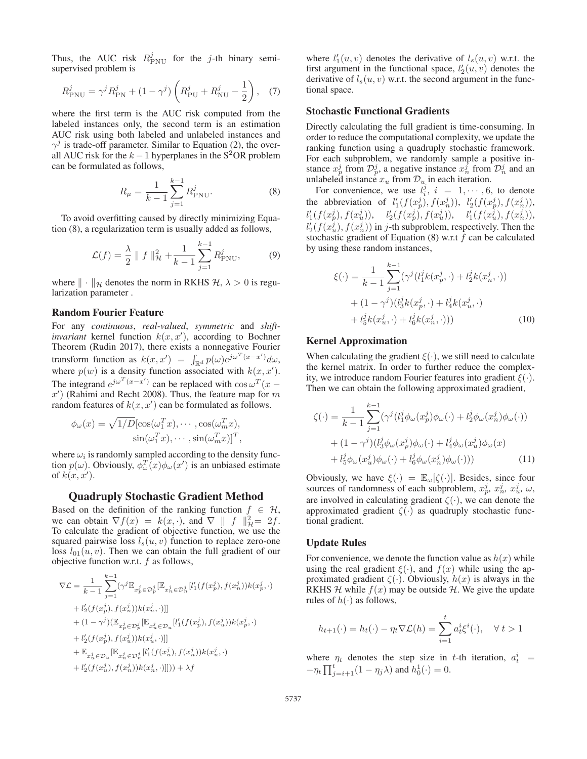Thus, the AUC risk $R^j_{\text{PNU}}$ for the $j$-th binary semi-supervised problem is

$$R^j_{\text{PNU}} = \gamma^j R^j_{\text{PN}} + (1-\gamma^j)\left(R^j_{\text{PU}} + R^j_{\text{NU}} - \frac{1}{2}\right), \quad (7)$$

where the first term is the AUC risk computed from the labeled instances only, the second term is an estimation AUC risk using both labeled and unlabeled instances and $\gamma^j$ is trade-off parameter. Similar to Equation (2), the overall AUC risk for the $k-1$ hyperplanes in the S$^2$OR problem can be formulated as follows,

$$R_\mu = \frac{1}{k-1}\sum_{j=1}^{k-1} R^j_{\text{PNU}}. \quad (8)$$

To avoid overfitting caused by directly minimizing Equation (8), a regularization term is usually added as follows,

$$\mathcal{L}(f) = \frac{\lambda}{2} \parallel f \parallel^2_{\mathcal{H}} + \frac{1}{k-1}\sum_{j=1}^{k-1} R^j_{\text{PNU}}, \quad (9)$$

where $\|\cdot\|_{\mathcal{H}}$ denotes the norm in RKHS $\mathcal{H}$, $\lambda > 0$ is regularization parameter .

### Random Fourier Feature

For any *continuous*, *real-valued*, *symmetric* and *shift-invariant* kernel function $k(x, x')$, according to Bochner Theorem (Rudin 2017), there exists a nonnegative Fourier transform function as $k(x,x') = \int_{\mathbb{R}^d} p(\omega) e^{j\omega^T(x-x')} d\omega$, where $p(w)$ is a density function associated with $k(x, x')$. The integrand $e^{j\omega^T(x-x')}$ can be replaced with $\cos\omega^T(x - x')$ (Rahimi and Recht 2008). Thus, the feature map for $m$ random features of $k(x, x')$ can be formulated as follows.

$$\phi_\omega(x) = \sqrt{1/D}[\cos(\omega_1^T x), \cdots, \cos(\omega_m^T x), \sin(\omega_1^T x), \cdots, \sin(\omega_m^T x)]^T,$$

where $\omega_i$ is randomly sampled according to the density function $p(\omega)$. Obviously, $\phi^T_\omega(x)\phi_\omega(x')$ is an unbiased estimate of $k(x, x')$.

## Quadruply Stochastic Gradient Method

Based on the definition of the ranking function $f \in \mathcal{H}$, we can obtain $\nabla f(x) = k(x, \cdot)$, and $\nabla \parallel f \parallel^2_{\mathcal{H}} = 2f$. To calculate the gradient of objective function, we use the squared pairwise loss $l_s(u, v)$ function to replace zero-one loss $l_{01}(u, v)$. Then we can obtain the full gradient of our objective function w.r.t. $f$ as follows,

$$\begin{aligned}
\nabla\mathcal{L} = \frac{1}{k-1}\sum_{j=1}^{k-1}&(\gamma^j \mathbb{E}_{x^j_p\in\mathcal{D}^j_p}[\mathbb{E}_{x^j_n\in\mathcal{D}^j_n}[l_1'(f(x^j_p), f(x^j_n))k(x^j_p,\cdot)\\
&+ l_2'(f(x^j_p), f(x^j_n))k(x^j_n,\cdot)]]\\
&+ (1-\gamma^j)(\mathbb{E}_{x^j_p\in\mathcal{D}^j_p}[\mathbb{E}_{x^j_u\in\mathcal{D}_u}[l_1'(f(x^j_p), f(x^j_u))k(x^j_p,\cdot)\\
&+ l_2'(f(x^j_p), f(x^j_u))k(x^j_u,\cdot)]]\\
&+ \mathbb{E}_{x^j_u\in\mathcal{D}_u}[\mathbb{E}_{x^j_n\in\mathcal{D}^j_n}[l_1'(f(x^j_u), f(x^j_n))k(x^j_u,\cdot)\\
&+ l_2'(f(x^j_u), f(x^j_n))k(x^j_n,\cdot)]])) + \lambda f
\end{aligned}$$

where $l_1'(u, v)$ denotes the derivative of $l_s(u, v)$ w.r.t. the first argument in the functional space, $l_2'(u, v)$ denotes the derivative of $l_s(u, v)$ w.r.t. the second argument in the functional space.

### Stochastic Functional Gradients

Directly calculating the full gradient is time-consuming. In order to reduce the computational complexity, we update the ranking function using a quadruply stochastic framework. For each subproblem, we randomly sample a positive instance $x^j_p$ from $\mathcal{D}^j_p$, a negative instance $x^j_n$ from $\mathcal{D}^j_n$ and an unlabeled instance $x_u$ from $\mathcal{D}_u$ in each iteration.

For convenience, we use $l^j_i$, $i = 1, \cdots, 6$, to denote the abbreviation of $l_1'(f(x^j_p), f(x^j_n))$, $l_2'(f(x^j_p), f(x^j_n))$, $l_1'(f(x^j_p), f(x^j_u))$, $l_2'(f(x^j_p), f(x^j_u))$, $l_1'(f(x^j_u), f(x^j_n))$, $l_2'(f(x^j_u), f(x^j_n))$ in $j$-th subproblem, respectively. Then the stochastic gradient of Equation (8) w.r.t $f$ can be calculated by using these random instances,

$$\begin{aligned}
\xi(\cdot) = \frac{1}{k-1}\sum_{j=1}^{k-1}&(\gamma^j(l^j_1 k(x^j_p,\cdot) + l^j_2 k(x^j_n,\cdot))\\
&+ (1-\gamma^j)(l^j_3 k(x^j_p,\cdot) + l^j_4 k(x^j_u,\cdot)\\
&+ l^j_5 k(x^j_u,\cdot) + l^j_6 k(x^j_n,\cdot)))
\end{aligned} \quad (10)$$

### Kernel Approximation

When calculating the gradient $\xi(\cdot)$, we still need to calculate the kernel matrix. In order to further reduce the complexity, we introduce random Fourier features into gradient $\xi(\cdot)$. Then we can obtain the following approximated gradient,

$$\begin{aligned}
\zeta(\cdot) = \frac{1}{k-1}\sum_{j=1}^{k-1}&(\gamma^j(l^j_1\phi_\omega(x^j_p)\phi_\omega(\cdot) + l^j_2\phi_\omega(x^j_n)\phi_\omega(\cdot))\\
&+ (1-\gamma^j)(l^j_3\phi_\omega(x^j_p)\phi_\omega(\cdot) + l^j_4\phi_\omega(x^j_u)\phi_\omega(x)\\
&+ l^j_5\phi_\omega(x^j_u)\phi_\omega(\cdot) + l^j_6\phi_\omega(x^j_n)\phi_\omega(\cdot)))
\end{aligned} \quad (11)$$

Obviously, we have $\xi(\cdot) = \mathbb{E}_\omega[\zeta(\cdot)]$. Besides, since four sources of randomness of each subproblem, $x^j_p$, $x^j_n$, $x^j_u$, $\omega$, are involved in calculating gradient $\zeta(\cdot)$, we can denote the approximated gradient $\zeta(\cdot)$ as quadruply stochastic functional gradient.

### Update Rules

For convenience, we denote the function value as $h(x)$ while using the real gradient $\xi(\cdot)$, and $f(x)$ while using the approximated gradient $\zeta(\cdot)$. Obviously, $h(x)$ is always in the RKHS $\mathcal{H}$ while $f(x)$ may be outside $\mathcal{H}$. We give the update rules of $h(\cdot)$ as follows,

$$h_{t+1}(\cdot) = h_t(\cdot) - \eta_t\nabla\mathcal{L}(h) = \sum_{i=1}^{t} a^i_t \xi^i(\cdot), \quad \forall\, t > 1$$

where $\eta_t$ denotes the step size in $t$-th iteration, $a^i_t = -\eta_t\prod_{j=i+1}^{t}(1-\eta_j\lambda)$ and $h^1_0(\cdot) = 0$.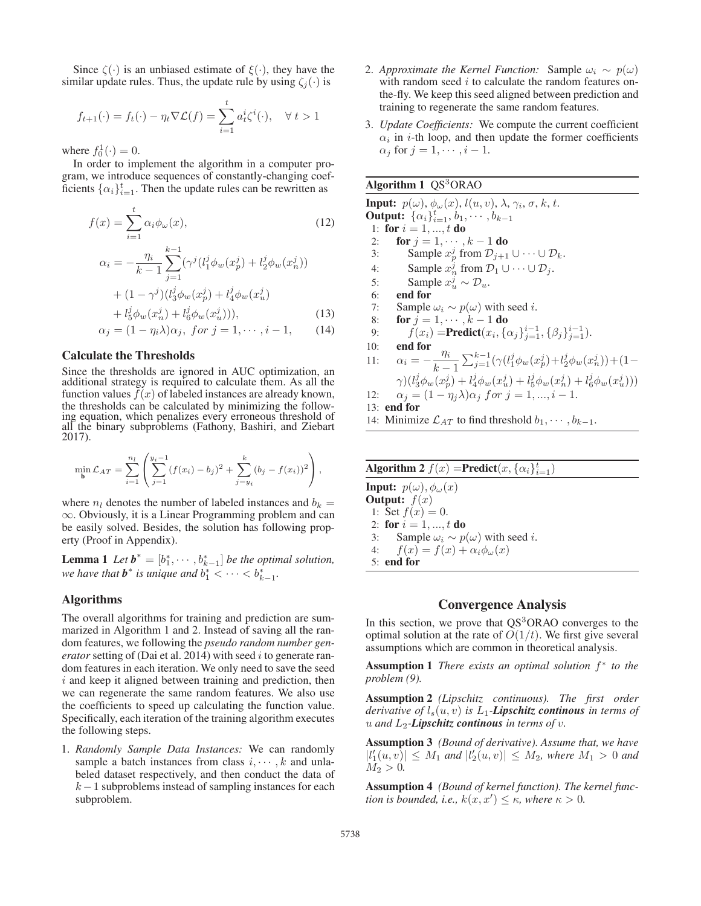Since $\zeta(\cdot)$ is an unbiased estimate of $\xi(\cdot)$, they have the similar update rules. Thus, the update rule by using $\zeta_j(\cdot)$ is

$$f_{t+1}(\cdot) = f_t(\cdot) - \eta_t \nabla \mathcal{L}(f) = \sum_{i=1}^{t} a_t^i \zeta^i(\cdot), \quad \forall\ t > 1$$

where $f_0^1(\cdot) = 0$.

In order to implement the algorithm in a computer program, we introduce sequences of constantly-changing coefficients $\{\alpha_i\}_{i=1}^t$. Then the update rules can be rewritten as

$$f(x) = \sum_{i=1}^{t} \alpha_i \phi_\omega(x), \tag{12}$$

$$\alpha_i = -\frac{\eta_i}{k-1} \sum_{j=1}^{k-1} (\gamma^j (l_1^j \phi_w(x_p^j) + l_2^j \phi_w(x_n^j)) + (1-\gamma^j)(l_3^j \phi_w(x_p^j) + l_4^j \phi_w(x_u^j) + l_5^j \phi_w(x_n^j) + l_6^j \phi_w(x_u^j))), \tag{13}$$

$$\alpha_j = (1 - \eta_i \lambda)\alpha_j,\ for\ j = 1, \cdots, i-1, \tag{14}$$

### Calculate the Thresholds

Since the thresholds are ignored in AUC optimization, an additional strategy is required to calculate them. As all the function values $f(x)$ of labeled instances are already known, the thresholds can be calculated by minimizing the following equation, which penalizes every erroneous threshold of all the binary subproblems (Fathony, Bashiri, and Ziebart 2017).

$$\min_{\mathbf{b}} \mathcal{L}_{AT} = \sum_{i=1}^{n_l} \left( \sum_{j=1}^{y_i - 1} (f(x_i) - b_j)^2 + \sum_{j=y_i}^{k} (b_j - f(x_i))^2 \right),$$

where $n_l$ denotes the number of labeled instances and $b_k = \infty$. Obviously, it is a Linear Programming problem and can be easily solved. Besides, the solution has following property (Proof in Appendix).

**Lemma 1** *Let $\boldsymbol{b}^* = [b_1^*, \cdots, b_{k-1}^*]$ be the optimal solution, we have that $\boldsymbol{b}^*$ is unique and $b_1^* < \cdots < b_{k-1}^*$.*

### Algorithms

The overall algorithms for training and prediction are summarized in Algorithm 1 and 2. Instead of saving all the random features, we following the *pseudo random number generator* setting of (Dai et al. 2014) with seed $i$ to generate random features in each iteration. We only need to save the seed $i$ and keep it aligned between training and prediction, then we can regenerate the same random features. We also use the coefficients to speed up calculating the function value. Specifically, each iteration of the training algorithm executes the following steps.

1. *Randomly Sample Data Instances:* We can randomly sample a batch instances from class $i, \cdots, k$ and unlabeled dataset respectively, and then conduct the data of $k-1$ subproblems instead of sampling instances for each subproblem.
2. *Approximate the Kernel Function:* Sample $\omega_i \sim p(\omega)$ with random seed $i$ to calculate the random features on-the-fly. We keep this seed aligned between prediction and training to regenerate the same random features.
3. *Update Coefficients:* We compute the current coefficient $\alpha_i$ in $i$-th loop, and then update the former coefficients $\alpha_j$ for $j = 1, \cdots, i-1$.

**Algorithm 1** QS$^3$ORAO

**Input:** $p(\omega)$, $\phi_\omega(x)$, $l(u, v)$, $\lambda$, $\gamma_i$, $\sigma$, $k$, $t$.
**Output:** $\{\alpha_i\}_{i=1}^t, b_1, \cdots, b_{k-1}$

```
1: for i = 1, ..., t do
2:   for j = 1, ..., k-1 do
3:     Sample x_p^j from D_{j+1} ∪ ... ∪ D_k.
4:     Sample x_n^j from D_1 ∪ ... ∪ D_j.
5:     Sample x_u^j ~ D_u.
6:   end for
7:   Sample ω_i ~ p(ω) with seed i.
8:   for j = 1, ..., k-1 do
9:     f(x_i) = Predict(x_i, {α_j}_{j=1}^{i-1}, {β_j}_{j=1}^{i-1}).
10:  end for
11:  α_i = -η_i/(k-1) Σ_{j=1}^{k-1} (γ(l_1^j φ_w(x_p^j) + l_2^j φ_w(x_n^j)) + (1-γ)(l_3^j φ_w(x_p^j) + l_4^j φ_w(x_u^j) + l_5^j φ_w(x_n^j) + l_6^j φ_w(x_u^j)))
12:  α_j = (1 - η_j λ) α_j for j = 1, ..., i-1.
13: end for
14: Minimize L_AT to find threshold b_1, ..., b_{k-1}.
```

Line 9: $f(x_i) = \textbf{Predict}(x_i, \{\alpha_j\}_{j=1}^{i-1}, \{\beta_j\}_{j=1}^{i-1})$.

Line 11: $\alpha_i = -\frac{\eta_i}{k-1} \sum_{j=1}^{k-1} (\gamma(l_1^j \phi_w(x_p^j) + l_2^j \phi_w(x_n^j)) + (1-\gamma)(l_3^j \phi_w(x_p^j) + l_4^j \phi_w(x_u^j) + l_5^j \phi_w(x_n^j) + l_6^j \phi_w(x_u^j)))$

Line 12: $\alpha_j = (1 - \eta_j \lambda)\alpha_j\ for\ j = 1, ..., i-1$.

**Algorithm 2** $f(x) = \textbf{Predict}(x, \{\alpha_i\}_{i=1}^t)$

**Input:** $p(\omega), \phi_\omega(x)$
**Output:** $f(x)$

```
1: Set f(x) = 0.
2: for i = 1, ..., t do
3:   Sample ω_i ~ p(ω) with seed i.
4:   f(x) = f(x) + α_i φ_ω(x)
5: end for
```

## Convergence Analysis

In this section, we prove that QS$^3$ORAO converges to the optimal solution at the rate of $O(1/t)$. We first give several assumptions which are common in theoretical analysis.

**Assumption 1** *There exists an optimal solution $f^*$ to the problem (9).*

**Assumption 2** *(Lipschitz continuous). The first order derivative of $l_s(u, v)$ is $L_1$-**Lipschitz continous** in terms of $u$ and $L_2$-**Lipschitz continous** in terms of $v$.*

**Assumption 3** *(Bound of derivative). Assume that, we have $|l_1'(u, v)| \leq M_1$ and $|l_2'(u, v)| \leq M_2$, where $M_1 > 0$ and $M_2 > 0$.*

**Assumption 4** *(Bound of kernel function). The kernel function is bounded, i.e., $k(x, x') \leq \kappa$, where $\kappa > 0$.*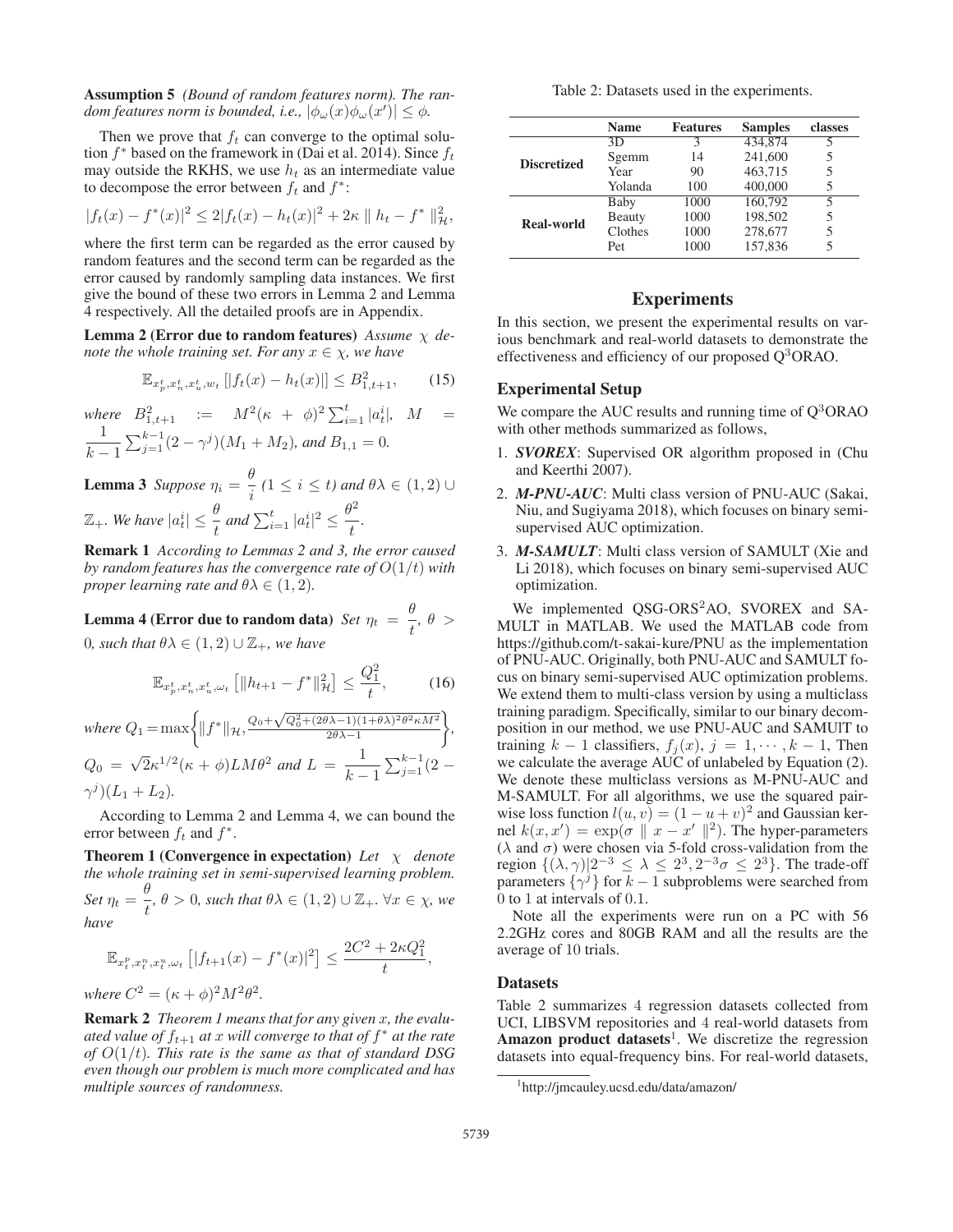**Assumption 5** *(Bound of random features norm). The random features norm is bounded, i.e., $|\phi_\omega(x)\phi_\omega(x')| \leq \phi$.*

Then we prove that $f_t$ can converge to the optimal solution $f^*$ based on the framework in (Dai et al. 2014). Since $f_t$ may outside the RKHS, we use $h_t$ as an intermediate value to decompose the error between $f_t$ and $f^*$:

$$|f_t(x) - f^*(x)|^2 \leq 2|f_t(x) - h_t(x)|^2 + 2\kappa \parallel h_t - f^* \parallel_{\mathcal{H}}^2,$$

where the first term can be regarded as the error caused by random features and the second term can be regarded as the error caused by randomly sampling data instances. We first give the bound of these two errors in Lemma 2 and Lemma 4 respectively. All the detailed proofs are in Appendix.

**Lemma 2 (Error due to random features)** *Assume $\chi$ denote the whole training set. For any $x \in \chi$, we have*

$$\mathbb{E}_{x_p^t, x_n^t, x_u^t, w_t}\left[|f_t(x) - h_t(x)|\right] \leq B_{1,t+1}^2, \quad (15)$$

*where $B_{1,t+1}^2 := M^2(\kappa + \phi)^2 \sum_{i=1}^t |a_t^i|$, $M = \frac{1}{k-1}\sum_{j=1}^{k-1}(2-\gamma^j)(M_1 + M_2)$, and $B_{1,1} = 0$.*

**Lemma 3** *Suppose $\eta_i = \frac{\theta}{i}$ $(1 \leq i \leq t)$ and $\theta\lambda \in (1,2) \cup \mathbb{Z}_+$. We have $|a_t^i| \leq \frac{\theta}{t}$ and $\sum_{i=1}^t |a_t^i|^2 \leq \frac{\theta^2}{t}$.*

**Remark 1** *According to Lemmas 2 and 3, the error caused by random features has the convergence rate of $O(1/t)$ with proper learning rate and $\theta\lambda \in (1,2)$.*

**Lemma 4 (Error due to random data)** *Set $\eta_t = \frac{\theta}{t}$, $\theta > 0$, such that $\theta\lambda \in (1,2) \cup \mathbb{Z}_+$, we have*

$$\mathbb{E}_{x_p^t, x_n^t, x_u^t, \omega_t}\left[\|h_{t+1} - f^*\|_{\mathcal{H}}^2\right] \leq \frac{Q_1^2}{t}, \quad (16)$$

*where $Q_1 = \max\left\{\|f^*\|_{\mathcal{H}}, \frac{Q_0 + \sqrt{Q_0^2 + (2\theta\lambda - 1)(1+\theta\lambda)^2\theta^2\kappa M^2}}{2\theta\lambda - 1}\right\}$, $Q_0 = \sqrt{2}\kappa^{1/2}(\kappa + \phi)LM\theta^2$ and $L = \frac{1}{k-1}\sum_{j=1}^{k-1}(2 - \gamma^j)(L_1 + L_2)$.*

According to Lemma 2 and Lemma 4, we can bound the error between $f_t$ and $f^*$.

**Theorem 1 (Convergence in expectation)** *Let $\chi$ denote the whole training set in semi-supervised learning problem. Set $\eta_t = \frac{\theta}{t}$, $\theta > 0$, such that $\theta\lambda \in (1,2) \cup \mathbb{Z}_+$. $\forall x \in \chi$, we have*

$$\mathbb{E}_{x_t^p, x_t^n, x_t^u, \omega_t}\left[|f_{t+1}(x) - f^*(x)|^2\right] \leq \frac{2C^2 + 2\kappa Q_1^2}{t},$$

*where $C^2 = (\kappa + \phi)^2 M^2 \theta^2$.*

**Remark 2** *Theorem 1 means that for any given $x$, the evaluated value of $f_{t+1}$ at $x$ will converge to that of $f^*$ at the rate of $O(1/t)$. This rate is the same as that of standard DSG even though our problem is much more complicated and has multiple sources of randomness.*

Table 2: Datasets used in the experiments.

| | Name | Features | Samples | classes |
|---|---|---|---|---|
| **Discretized** | 3D | 3 | 434,874 | 5 |
| | Sgemm | 14 | 241,600 | 5 |
| | Year | 90 | 463,715 | 5 |
| | Yolanda | 100 | 400,000 | 5 |
| **Real-world** | Baby | 1000 | 160,792 | 5 |
| | Beauty | 1000 | 198,502 | 5 |
| | Clothes | 1000 | 278,677 | 5 |
| | Pet | 1000 | 157,836 | 5 |

# Experiments

In this section, we present the experimental results on various benchmark and real-world datasets to demonstrate the effectiveness and efficiency of our proposed Q$^3$ORAO.

## Experimental Setup

We compare the AUC results and running time of Q$^3$ORAO with other methods summarized as follows,

1. ***SVOREX***: Supervised OR algorithm proposed in (Chu and Keerthi 2007).
2. ***M-PNU-AUC***: Multi class version of PNU-AUC (Sakai, Niu, and Sugiyama 2018), which focuses on binary semi-supervised AUC optimization.
3. ***M-SAMULT***: Multi class version of SAMULT (Xie and Li 2018), which focuses on binary semi-supervised AUC optimization.

We implemented QSG-ORS$^2$AO, SVOREX and SAMULT in MATLAB. We used the MATLAB code from https://github.com/t-sakai-kure/PNU as the implementation of PNU-AUC. Originally, both PNU-AUC and SAMULT focus on binary semi-supervised AUC optimization problems. We extend them to multi-class version by using a multiclass training paradigm. Specifically, similar to our binary decomposition in our method, we use PNU-AUC and SAMUIT to training $k-1$ classifiers, $f_j(x)$, $j = 1, \cdots, k-1$, Then we calculate the average AUC of unlabeled by Equation (2). We denote these multiclass versions as M-PNU-AUC and M-SAMULT. For all algorithms, we use the squared pairwise loss function $l(u,v) = (1 - u + v)^2$ and Gaussian kernel $k(x, x') = \exp(\sigma \parallel x - x' \parallel^2)$. The hyper-parameters ($\lambda$ and $\sigma$) were chosen via 5-fold cross-validation from the region $\{(\lambda, \gamma)|2^{-3} \leq \lambda \leq 2^3, 2^{-3}\sigma \leq 2^3\}$. The trade-off parameters $\{\gamma^j\}$ for $k-1$ subproblems were searched from 0 to 1 at intervals of 0.1.

Note all the experiments were run on a PC with 56 2.2GHz cores and 80GB RAM and all the results are the average of 10 trials.

## Datasets

Table 2 summarizes 4 regression datasets collected from UCI, LIBSVM repositories and 4 real-world datasets from **Amazon product datasets**[1]. We discretize the regression datasets into equal-frequency bins. For real-world datasets,

[1] http://jmcauley.ucsd.edu/data/amazon/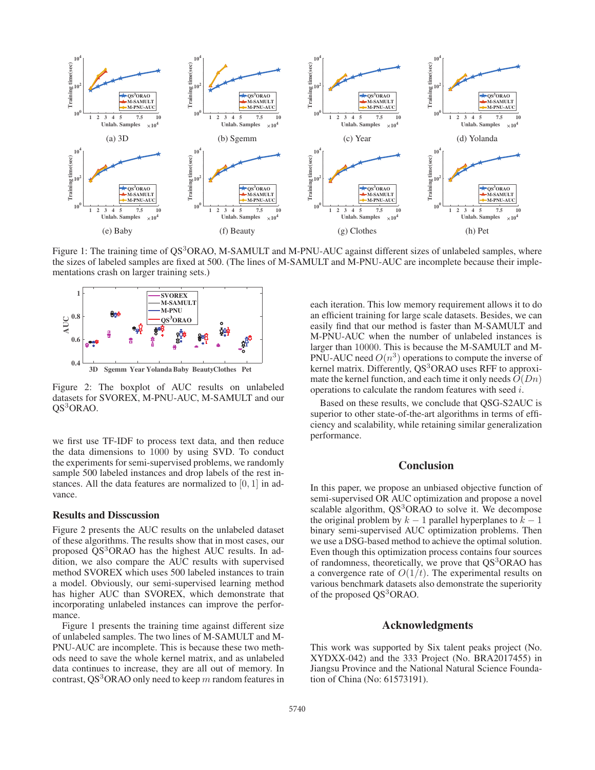Figure 1: The training time of QS$^3$ORAO, M-SAMULT and M-PNU-AUC against different sizes of unlabeled samples, where the sizes of labeled samples are fixed at 500. (The lines of M-SAMULT and M-PNU-AUC are incomplete because their implementations crash on larger training sets.)

Figure 2: The boxplot of AUC results on unlabeled datasets for SVOREX, M-PNU-AUC, M-SAMULT and our QS$^3$ORAO.

we first use TF-IDF to process text data, and then reduce the data dimensions to 1000 by using SVD. To conduct the experiments for semi-supervised problems, we randomly sample 500 labeled instances and drop labels of the rest instances. All the data features are normalized to $[0, 1]$ in advance.

## Results and Disscussion

Figure 2 presents the AUC results on the unlabeled dataset of these algorithms. The results show that in most cases, our proposed QS$^3$ORAO has the highest AUC results. In addition, we also compare the AUC results with supervised method SVOREX which uses 500 labeled instances to train a model. Obviously, our semi-supervised learning method has higher AUC than SVOREX, which demonstrate that incorporating unlabeled instances can improve the performance.

Figure 1 presents the training time against different size of unlabeled samples. The two lines of M-SAMULT and M-PNU-AUC are incomplete. This is because these two methods need to save the whole kernel matrix, and as unlabeled data continues to increase, they are all out of memory. In contrast, QS$^3$ORAO only need to keep $m$ random features in each iteration. This low memory requirement allows it to do an efficient training for large scale datasets. Besides, we can easily find that our method is faster than M-SAMULT and M-PNU-AUC when the number of unlabeled instances is larger than 10000. This is because the M-SAMULT and M-PNU-AUC need $O(n^3)$ operations to compute the inverse of kernel matrix. Differently, QS$^3$ORAO uses RFF to approximate the kernel function, and each time it only needs $O(Dn)$ operations to calculate the random features with seed $i$.

Based on these results, we conclude that QSG-S2AUC is superior to other state-of-the-art algorithms in terms of efficiency and scalability, while retaining similar generalization performance.

## Conclusion

In this paper, we propose an unbiased objective function of semi-supervised OR AUC optimization and propose a novel scalable algorithm, QS$^3$ORAO to solve it. We decompose the original problem by $k-1$ parallel hyperplanes to $k-1$ binary semi-supervised AUC optimization problems. Then we use a DSG-based method to achieve the optimal solution. Even though this optimization process contains four sources of randomness, theoretically, we prove that QS$^3$ORAO has a convergence rate of $O(1/t)$. The experimental results on various benchmark datasets also demonstrate the superiority of the proposed QS$^3$ORAO.

## Acknowledgments

This work was supported by Six talent peaks project (No. XYDXX-042) and the 333 Project (No. BRA2017455) in Jiangsu Province and the National Natural Science Foundation of China (No: 61573191).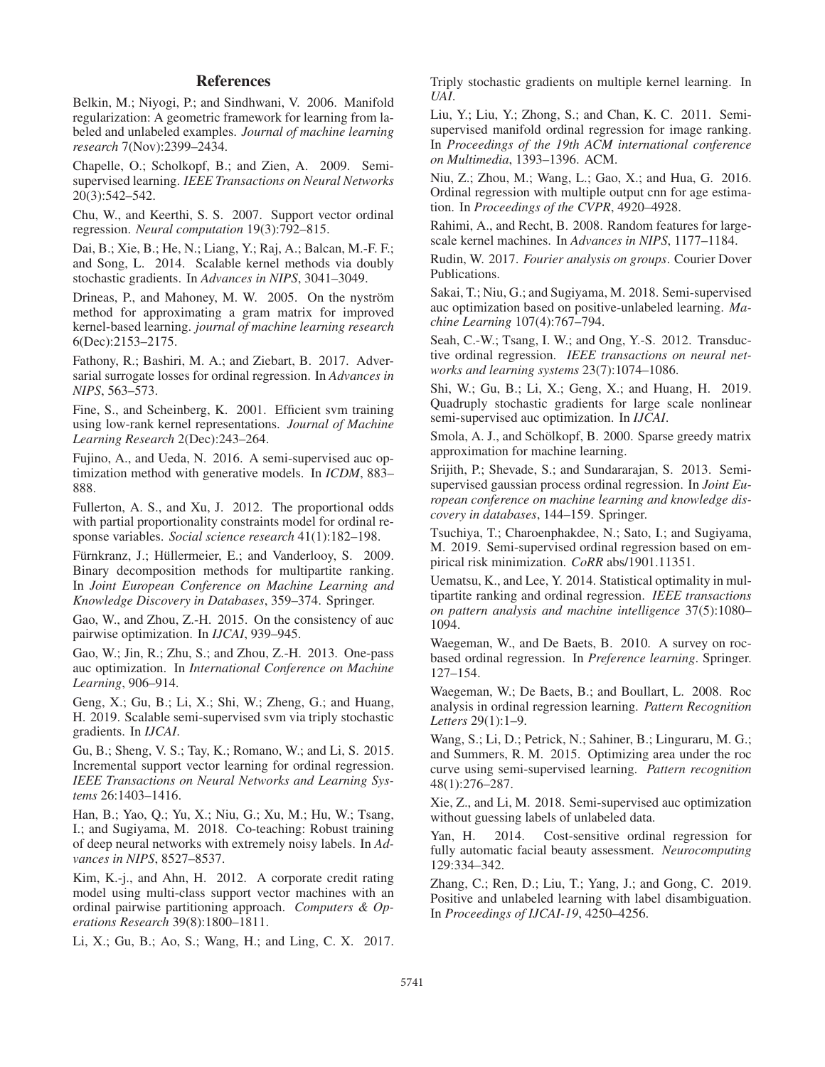## References

Belkin, M.; Niyogi, P.; and Sindhwani, V. 2006. Manifold regularization: A geometric framework for learning from labeled and unlabeled examples. *Journal of machine learning research* 7(Nov):2399–2434.

Chapelle, O.; Scholkopf, B.; and Zien, A. 2009. Semi-supervised learning. *IEEE Transactions on Neural Networks* 20(3):542–542.

Chu, W., and Keerthi, S. S. 2007. Support vector ordinal regression. *Neural computation* 19(3):792–815.

Dai, B.; Xie, B.; He, N.; Liang, Y.; Raj, A.; Balcan, M.-F. F.; and Song, L. 2014. Scalable kernel methods via doubly stochastic gradients. In *Advances in NIPS*, 3041–3049.

Drineas, P., and Mahoney, M. W. 2005. On the nyström method for approximating a gram matrix for improved kernel-based learning. *journal of machine learning research* 6(Dec):2153–2175.

Fathony, R.; Bashiri, M. A.; and Ziebart, B. 2017. Adversarial surrogate losses for ordinal regression. In *Advances in NIPS*, 563–573.

Fine, S., and Scheinberg, K. 2001. Efficient svm training using low-rank kernel representations. *Journal of Machine Learning Research* 2(Dec):243–264.

Fujino, A., and Ueda, N. 2016. A semi-supervised auc optimization method with generative models. In *ICDM*, 883–888.

Fullerton, A. S., and Xu, J. 2012. The proportional odds with partial proportionality constraints model for ordinal response variables. *Social science research* 41(1):182–198.

Fürnkranz, J.; Hüllermeier, E.; and Vanderlooy, S. 2009. Binary decomposition methods for multipartite ranking. In *Joint European Conference on Machine Learning and Knowledge Discovery in Databases*, 359–374. Springer.

Gao, W., and Zhou, Z.-H. 2015. On the consistency of auc pairwise optimization. In *IJCAI*, 939–945.

Gao, W.; Jin, R.; Zhu, S.; and Zhou, Z.-H. 2013. One-pass auc optimization. In *International Conference on Machine Learning*, 906–914.

Geng, X.; Gu, B.; Li, X.; Shi, W.; Zheng, G.; and Huang, H. 2019. Scalable semi-supervised svm via triply stochastic gradients. In *IJCAI*.

Gu, B.; Sheng, V. S.; Tay, K.; Romano, W.; and Li, S. 2015. Incremental support vector learning for ordinal regression. *IEEE Transactions on Neural Networks and Learning Systems* 26:1403–1416.

Han, B.; Yao, Q.; Yu, X.; Niu, G.; Xu, M.; Hu, W.; Tsang, I.; and Sugiyama, M. 2018. Co-teaching: Robust training of deep neural networks with extremely noisy labels. In *Advances in NIPS*, 8527–8537.

Kim, K.-j., and Ahn, H. 2012. A corporate credit rating model using multi-class support vector machines with an ordinal pairwise partitioning approach. *Computers & Operations Research* 39(8):1800–1811.

Li, X.; Gu, B.; Ao, S.; Wang, H.; and Ling, C. X. 2017. Triply stochastic gradients on multiple kernel learning. In *UAI*.

Liu, Y.; Liu, Y.; Zhong, S.; and Chan, K. C. 2011. Semi-supervised manifold ordinal regression for image ranking. In *Proceedings of the 19th ACM international conference on Multimedia*, 1393–1396. ACM.

Niu, Z.; Zhou, M.; Wang, L.; Gao, X.; and Hua, G. 2016. Ordinal regression with multiple output cnn for age estimation. In *Proceedings of the CVPR*, 4920–4928.

Rahimi, A., and Recht, B. 2008. Random features for large-scale kernel machines. In *Advances in NIPS*, 1177–1184.

Rudin, W. 2017. *Fourier analysis on groups*. Courier Dover Publications.

Sakai, T.; Niu, G.; and Sugiyama, M. 2018. Semi-supervised auc optimization based on positive-unlabeled learning. *Machine Learning* 107(4):767–794.

Seah, C.-W.; Tsang, I. W.; and Ong, Y.-S. 2012. Transductive ordinal regression. *IEEE transactions on neural networks and learning systems* 23(7):1074–1086.

Shi, W.; Gu, B.; Li, X.; Geng, X.; and Huang, H. 2019. Quadruply stochastic gradients for large scale nonlinear semi-supervised auc optimization. In *IJCAI*.

Smola, A. J., and Schölkopf, B. 2000. Sparse greedy matrix approximation for machine learning.

Srijith, P.; Shevade, S.; and Sundararajan, S. 2013. Semi-supervised gaussian process ordinal regression. In *Joint European conference on machine learning and knowledge discovery in databases*, 144–159. Springer.

Tsuchiya, T.; Charoenphakdee, N.; Sato, I.; and Sugiyama, M. 2019. Semi-supervised ordinal regression based on empirical risk minimization. *CoRR* abs/1901.11351.

Uematsu, K., and Lee, Y. 2014. Statistical optimality in multipartite ranking and ordinal regression. *IEEE transactions on pattern analysis and machine intelligence* 37(5):1080–1094.

Waegeman, W., and De Baets, B. 2010. A survey on roc-based ordinal regression. In *Preference learning*. Springer. 127–154.

Waegeman, W.; De Baets, B.; and Boullart, L. 2008. Roc analysis in ordinal regression learning. *Pattern Recognition Letters* 29(1):1–9.

Wang, S.; Li, D.; Petrick, N.; Sahiner, B.; Linguraru, M. G.; and Summers, R. M. 2015. Optimizing area under the roc curve using semi-supervised learning. *Pattern recognition* 48(1):276–287.

Xie, Z., and Li, M. 2018. Semi-supervised auc optimization without guessing labels of unlabeled data.

Yan, H. 2014. Cost-sensitive ordinal regression for fully automatic facial beauty assessment. *Neurocomputing* 129:334–342.

Zhang, C.; Ren, D.; Liu, T.; Yang, J.; and Gong, C. 2019. Positive and unlabeled learning with label disambiguation. In *Proceedings of IJCAI-19*, 4250–4256.